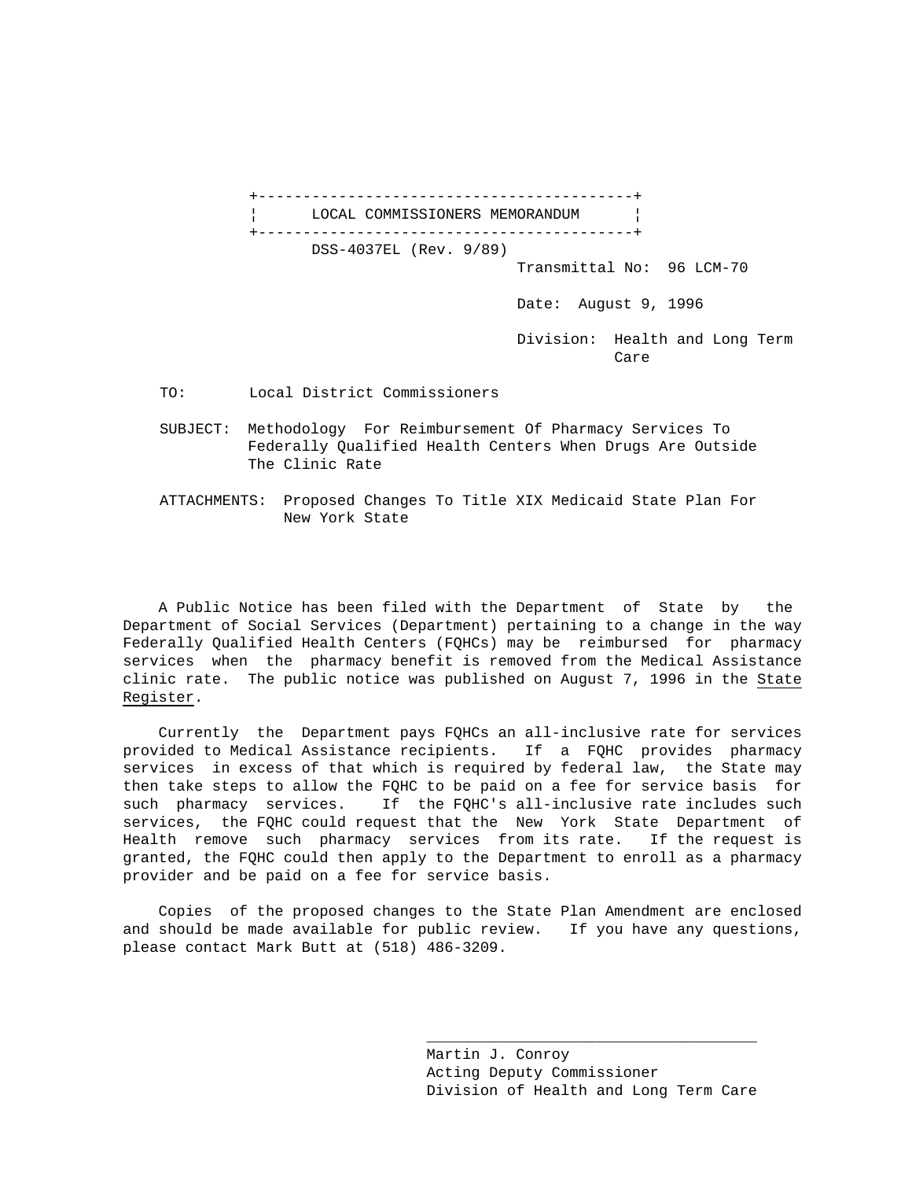# LOCAL COMMISSIONERS MEMORANDUM

DSS-4037EL (Rev. 9/89)

Transmittal No: 96 LCM-70

Date: August 9, 1996

Division: Health and Long Term Care

TO: Local District Commissioners

SUBJECT: Methodology For Reimbursement Of Pharmacy Services To Federally Qualified Health Centers When Drugs Are Outside The Clinic Rate

ATTACHMENTS: Proposed Changes To Title XIX Medicaid State Plan For New York State

A Public Notice has been filed with the Department of State by the Department of Social Services (Department) pertaining to a change in the way Federally Qualified Health Centers (FQHCs) may be reimbursed for pharmacy services when the pharmacy benefit is removed from the Medical Assistance clinic rate. The public notice was published on August 7, 1996 in the State Register.

Currently the Department pays FQHCs an all-inclusive rate for services provided to Medical Assistance recipients. If a FQHC provides pharmacy services in excess of that which is required by federal law, the State may then take steps to allow the FQHC to be paid on a fee for service basis for such pharmacy services. If the FQHC's all-inclusive rate includes such services, the FQHC could request that the New York State Department of Health remove such pharmacy services from its rate. If the request is granted, the FQHC could then apply to the Department to enroll as a pharmacy provider and be paid on a fee for service basis.

Copies of the proposed changes to the State Plan Amendment are enclosed and should be made available for public review. If you have any questions, please contact Mark Butt at (518) 486-3209.

Martin J. Conroy  
Acting Deputy Commissioner  
Division of Health and Long Term Care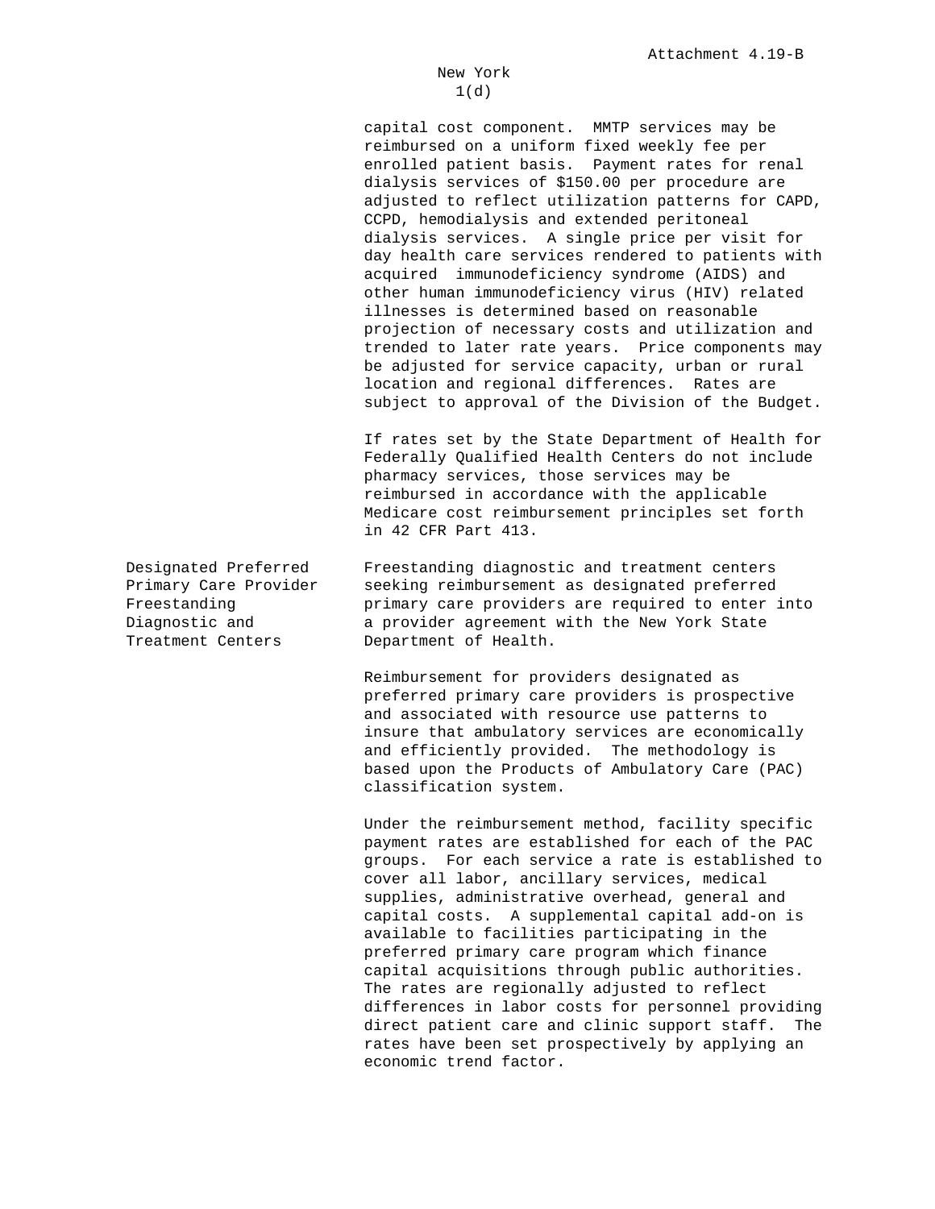capital cost component. MMTP services may be reimbursed on a uniform fixed weekly fee per enrolled patient basis. Payment rates for renal dialysis services of $150.00 per procedure are adjusted to reflect utilization patterns for CAPD, CCPD, hemodialysis and extended peritoneal dialysis services. A single price per visit for day health care services rendered to patients with acquired immunodeficiency syndrome (AIDS) and other human immunodeficiency virus (HIV) related illnesses is determined based on reasonable projection of necessary costs and utilization and trended to later rate years. Price components may be adjusted for service capacity, urban or rural location and regional differences. Rates are subject to approval of the Division of the Budget.

If rates set by the State Department of Health for Federally Qualified Health Centers do not include pharmacy services, those services may be reimbursed in accordance with the applicable Medicare cost reimbursement principles set forth in 42 CFR Part 413.

**Designated Preferred Primary Care Provider Freestanding Diagnostic and Treatment Centers**

Freestanding diagnostic and treatment centers seeking reimbursement as designated preferred primary care providers are required to enter into a provider agreement with the New York State Department of Health.

Reimbursement for providers designated as preferred primary care providers is prospective and associated with resource use patterns to insure that ambulatory services are economically and efficiently provided. The methodology is based upon the Products of Ambulatory Care (PAC) classification system.

Under the reimbursement method, facility specific payment rates are established for each of the PAC groups. For each service a rate is established to cover all labor, ancillary services, medical supplies, administrative overhead, general and capital costs. A supplemental capital add-on is available to facilities participating in the preferred primary care program which finance capital acquisitions through public authorities. The rates are regionally adjusted to reflect differences in labor costs for personnel providing direct patient care and clinic support staff. The rates have been set prospectively by applying an economic trend factor.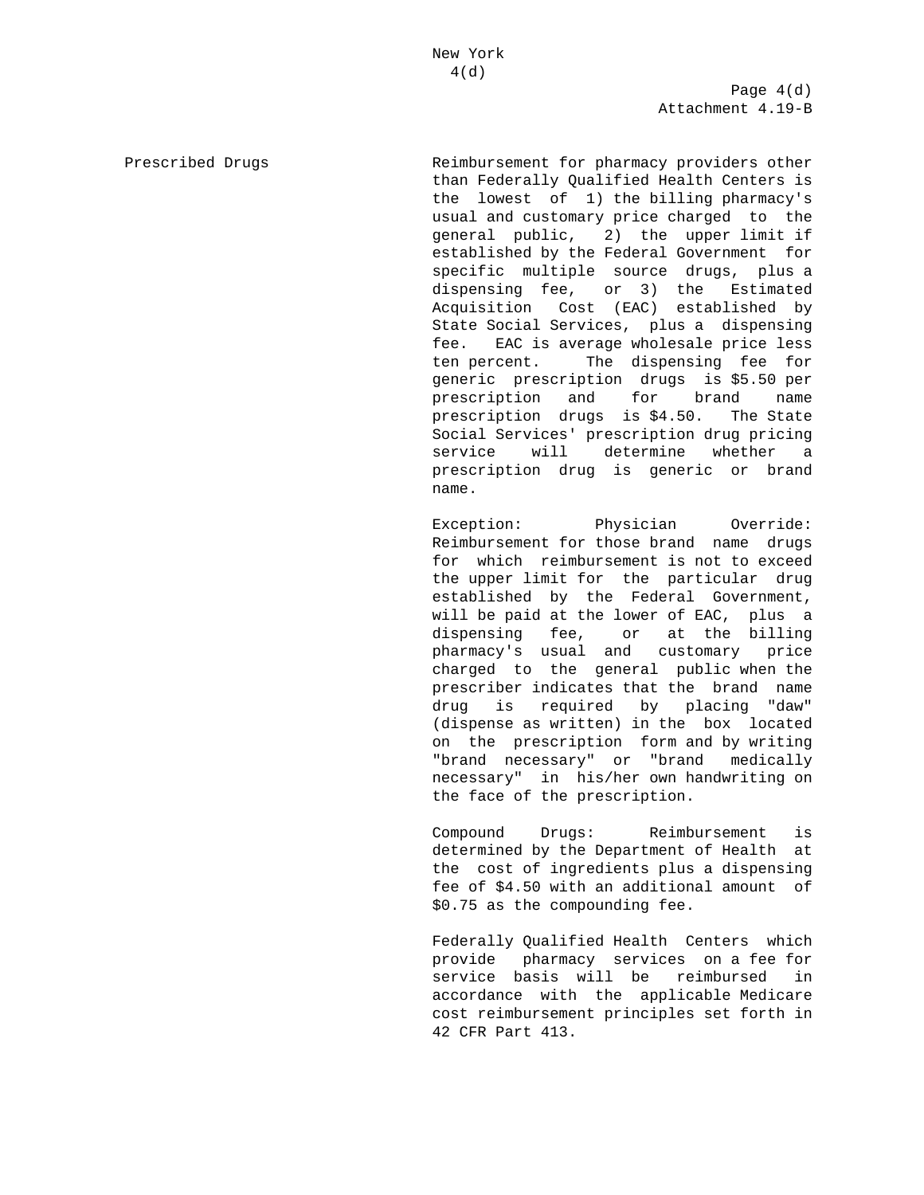New York
4(d)

Page 4(d)
Attachment 4.19-B

**Prescribed Drugs**

Reimbursement for pharmacy providers other than Federally Qualified Health Centers is the lowest of 1) the billing pharmacy's usual and customary price charged to the general public, 2) the upper limit if established by the Federal Government for specific multiple source drugs, plus a dispensing fee, or 3) the Estimated Acquisition Cost (EAC) established by State Social Services, plus a dispensing fee. EAC is average wholesale price less ten percent. The dispensing fee for generic prescription drugs is $5.50 per prescription and for brand name prescription drugs is $4.50. The State Social Services' prescription drug pricing service will determine whether a prescription drug is generic or brand name.

Exception: Physician Override: Reimbursement for those brand name drugs for which reimbursement is not to exceed the upper limit for the particular drug established by the Federal Government, will be paid at the lower of EAC, plus a dispensing fee, or at the billing pharmacy's usual and customary price charged to the general public when the prescriber indicates that the brand name drug is required by placing "daw" (dispense as written) in the box located on the prescription form and by writing "brand necessary" or "brand medically necessary" in his/her own handwriting on the face of the prescription.

Compound Drugs: Reimbursement is determined by the Department of Health at the cost of ingredients plus a dispensing fee of $4.50 with an additional amount of $0.75 as the compounding fee.

Federally Qualified Health Centers which provide pharmacy services on a fee for service basis will be reimbursed in accordance with the applicable Medicare cost reimbursement principles set forth in 42 CFR Part 413.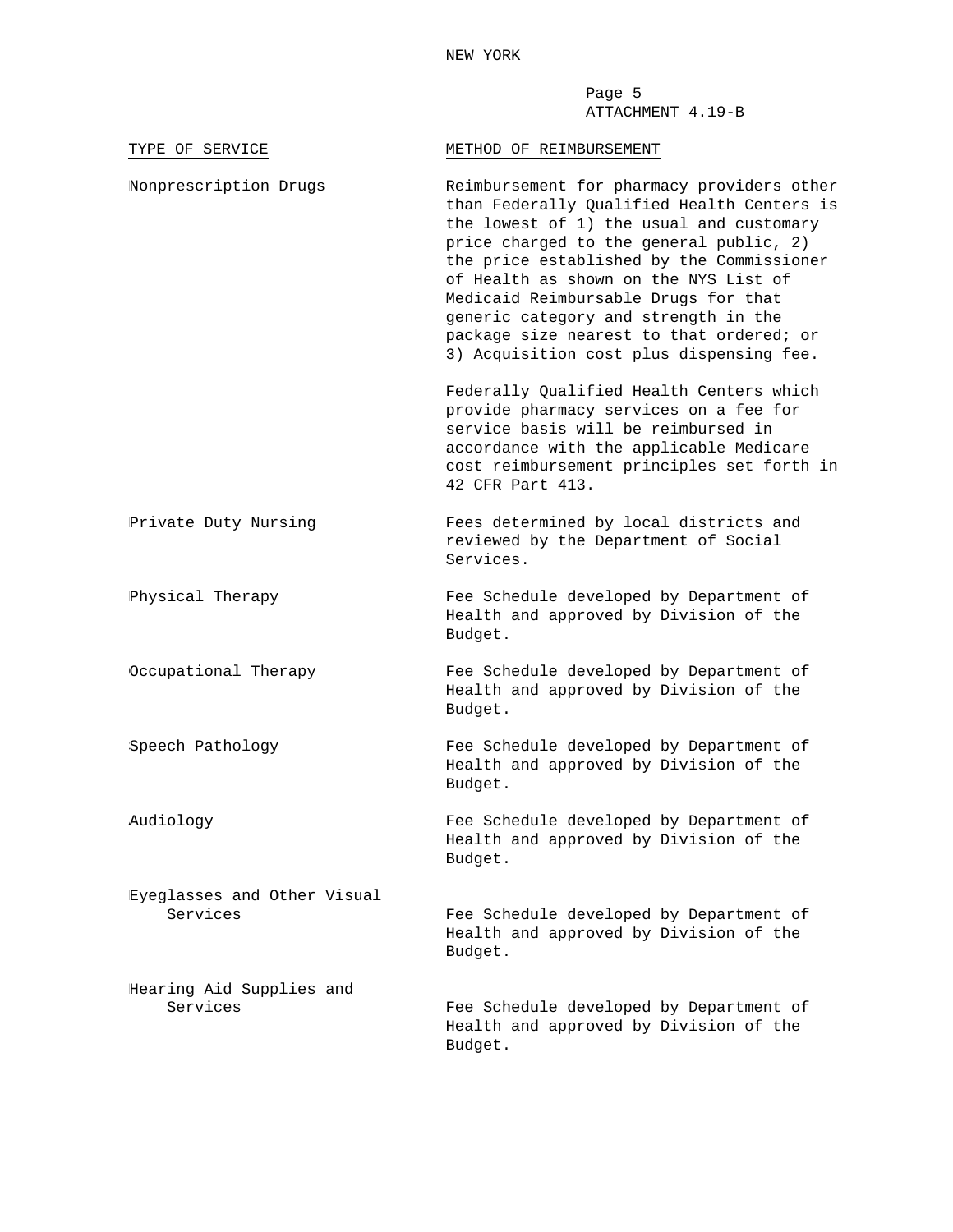NEW YORK

ATTACHMENT 4.19-B

| TYPE OF SERVICE | METHOD OF REIMBURSEMENT |
| --- | --- |
| Nonprescription Drugs | Reimbursement for pharmacy providers other than Federally Qualified Health Centers is the lowest of 1) the usual and customary price charged to the general public, 2) the price established by the Commissioner of Health as shown on the NYS List of Medicaid Reimbursable Drugs for that generic category and strength in the package size nearest to that ordered; or 3) Acquisition cost plus dispensing fee.<br><br>Federally Qualified Health Centers which provide pharmacy services on a fee for service basis will be reimbursed in accordance with the applicable Medicare cost reimbursement principles set forth in 42 CFR Part 413. |
| Private Duty Nursing | Fees determined by local districts and reviewed by the Department of Social Services. |
| Physical Therapy | Fee Schedule developed by Department of Health and approved by Division of the Budget. |
| Occupational Therapy | Fee Schedule developed by Department of Health and approved by Division of the Budget. |
| Speech Pathology | Fee Schedule developed by Department of Health and approved by Division of the Budget. |
| Audiology | Fee Schedule developed by Department of Health and approved by Division of the Budget. |
| Eyeglasses and Other Visual Services | Fee Schedule developed by Department of Health and approved by Division of the Budget. |
| Hearing Aid Supplies and Services | Fee Schedule developed by Department of Health and approved by Division of the Budget. |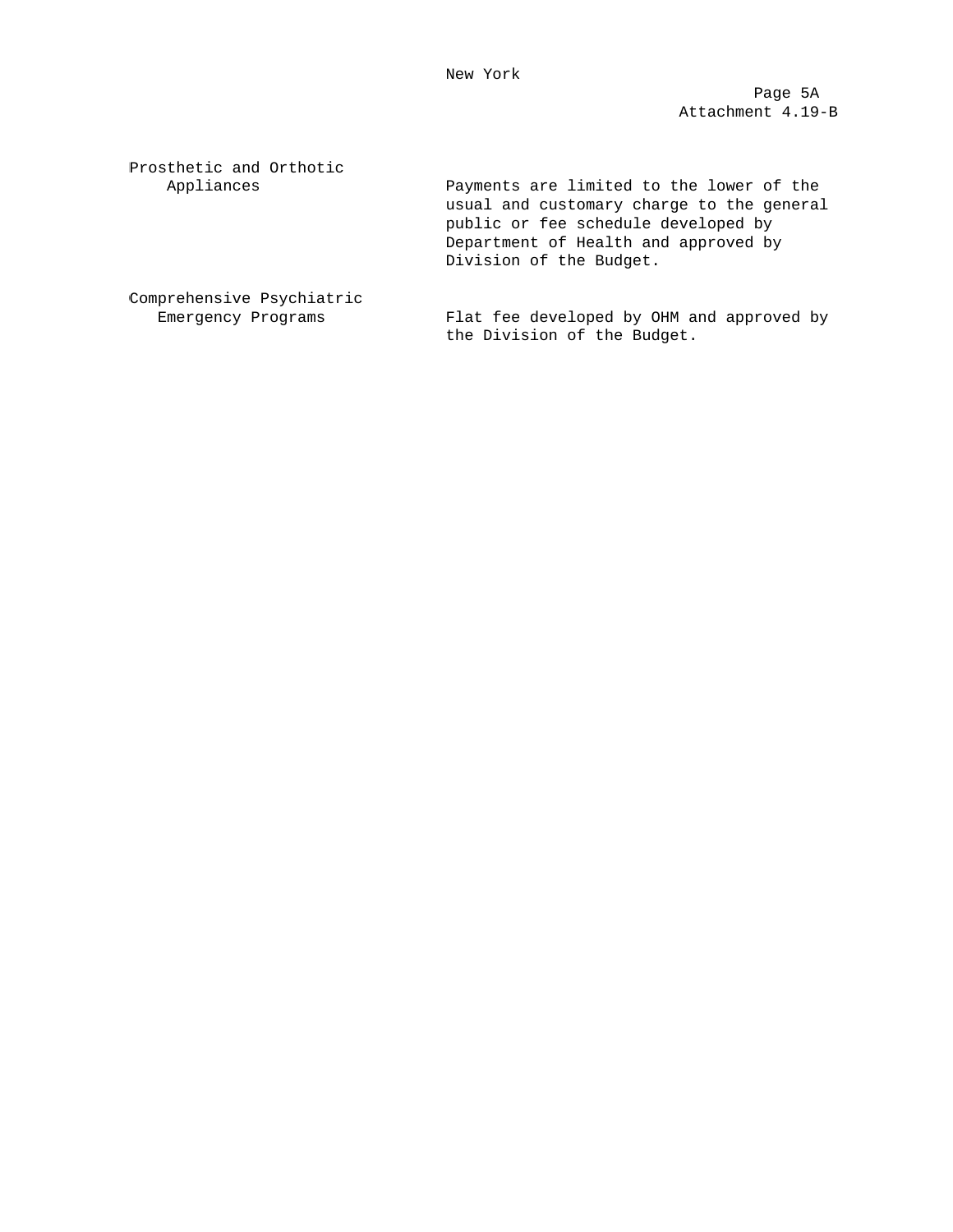| | |
|---|---|
| Prosthetic and Orthotic Appliances | Payments are limited to the lower of the usual and customary charge to the general public or fee schedule developed by Department of Health and approved by Division of the Budget. |
| Comprehensive Psychiatric Emergency Programs | Flat fee developed by OHM and approved by the Division of the Budget. |